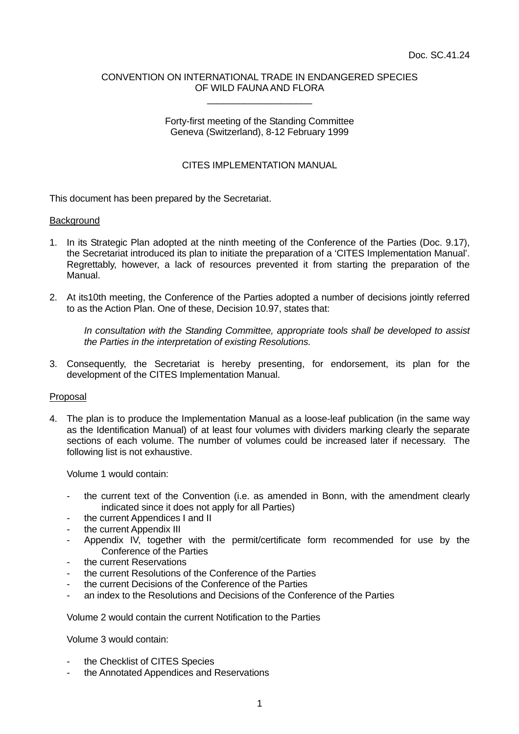Doc. SC.41.24

CONVENTION ON INTERNATIONAL TRADE IN ENDANGERED SPECIES
OF WILD FAUNA AND FLORA

\_\_\_\_\_\_\_\_\_\_\_\_\_\_\_\_\_\_\_\_

Forty-first meeting of the Standing Committee
Geneva (Switzerland), 8-12 February 1999

# CITES IMPLEMENTATION MANUAL

This document has been prepared by the Secretariat.

## Background

1. In its Strategic Plan adopted at the ninth meeting of the Conference of the Parties (Doc. 9.17), the Secretariat introduced its plan to initiate the preparation of a 'CITES Implementation Manual'. Regrettably, however, a lack of resources prevented it from starting the preparation of the Manual.

2. At its10th meeting, the Conference of the Parties adopted a number of decisions jointly referred to as the Action Plan. One of these, Decision 10.97, states that:

   *In consultation with the Standing Committee, appropriate tools shall be developed to assist the Parties in the interpretation of existing Resolutions.*

3. Consequently, the Secretariat is hereby presenting, for endorsement, its plan for the development of the CITES Implementation Manual.

## Proposal

4. The plan is to produce the Implementation Manual as a loose-leaf publication (in the same way as the Identification Manual) of at least four volumes with dividers marking clearly the separate sections of each volume. The number of volumes could be increased later if necessary. The following list is not exhaustive.

   Volume 1 would contain:

   - the current text of the Convention (i.e. as amended in Bonn, with the amendment clearly indicated since it does not apply for all Parties)
   - the current Appendices I and II
   - the current Appendix III
   - Appendix IV, together with the permit/certificate form recommended for use by the Conference of the Parties
   - the current Reservations
   - the current Resolutions of the Conference of the Parties
   - the current Decisions of the Conference of the Parties
   - an index to the Resolutions and Decisions of the Conference of the Parties

   Volume 2 would contain the current Notification to the Parties

   Volume 3 would contain:

   - the Checklist of CITES Species
   - the Annotated Appendices and Reservations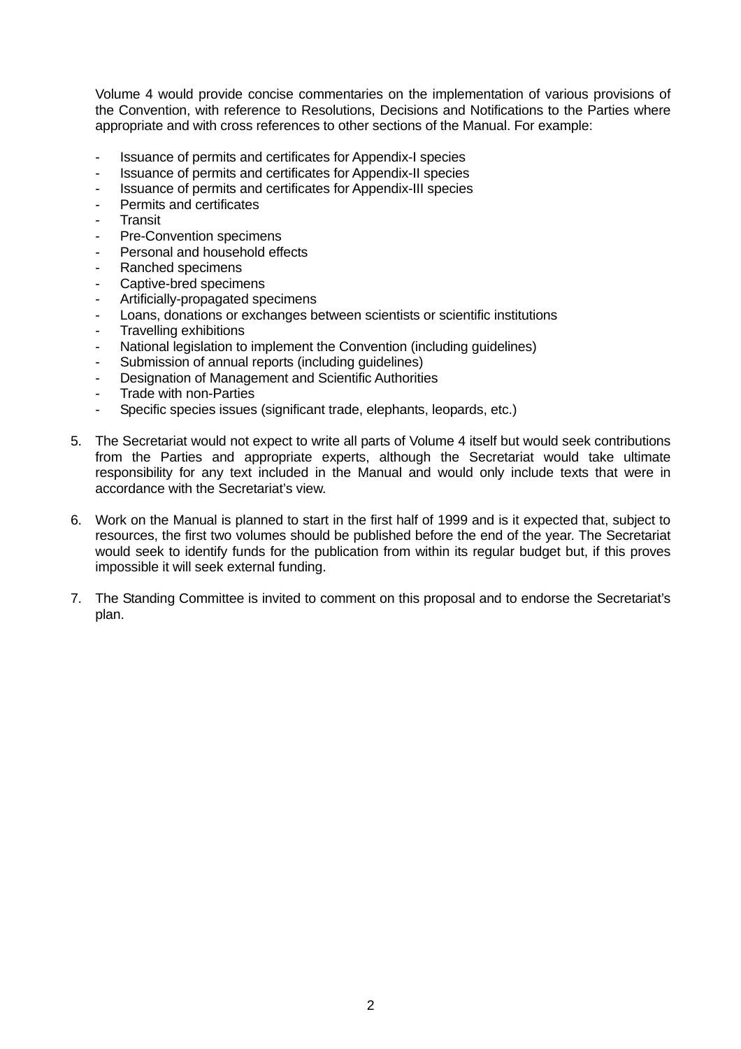Volume 4 would provide concise commentaries on the implementation of various provisions of the Convention, with reference to Resolutions, Decisions and Notifications to the Parties where appropriate and with cross references to other sections of the Manual. For example:

- Issuance of permits and certificates for Appendix-I species
- Issuance of permits and certificates for Appendix-II species
- Issuance of permits and certificates for Appendix-III species
- Permits and certificates
- Transit
- Pre-Convention specimens
- Personal and household effects
- Ranched specimens
- Captive-bred specimens
- Artificially-propagated specimens
- Loans, donations or exchanges between scientists or scientific institutions
- Travelling exhibitions
- National legislation to implement the Convention (including guidelines)
- Submission of annual reports (including guidelines)
- Designation of Management and Scientific Authorities
- Trade with non-Parties
- Specific species issues (significant trade, elephants, leopards, etc.)

5. The Secretariat would not expect to write all parts of Volume 4 itself but would seek contributions from the Parties and appropriate experts, although the Secretariat would take ultimate responsibility for any text included in the Manual and would only include texts that were in accordance with the Secretariat's view.

6. Work on the Manual is planned to start in the first half of 1999 and is it expected that, subject to resources, the first two volumes should be published before the end of the year. The Secretariat would seek to identify funds for the publication from within its regular budget but, if this proves impossible it will seek external funding.

7. The Standing Committee is invited to comment on this proposal and to endorse the Secretariat's plan.